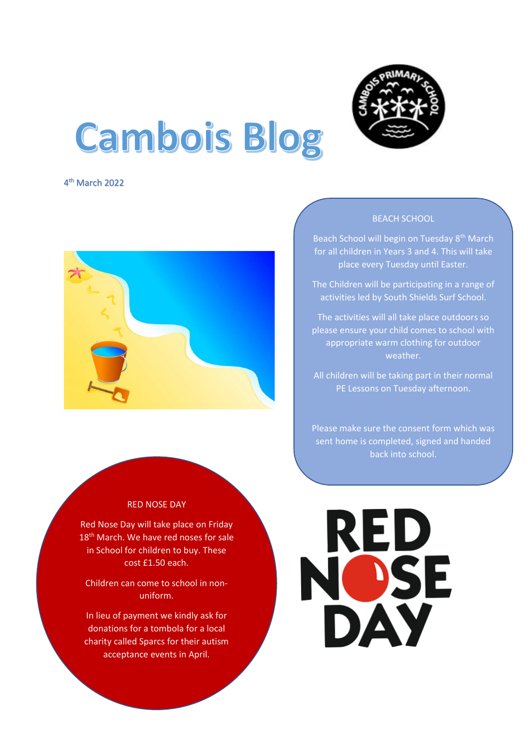# Cambois Blog

4th March 2022

## BEACH SCHOOL

Beach School will begin on Tuesday 8th March for all children in Years 3 and 4. This will take place every Tuesday until Easter.

The Children will be participating in a range of activities led by South Shields Surf School.

The activities will all take place outdoors so please ensure your child comes to school with appropriate warm clothing for outdoor weather.

All children will be taking part in their normal PE Lessons on Tuesday afternoon.

Please make sure the consent form which was sent home is completed, signed and handed back into school.

## RED NOSE DAY

Red Nose Day will take place on Friday 18th March. We have red noses for sale in School for children to buy. These cost £1.50 each.

Children can come to school in non-uniform.

In lieu of payment we kindly ask for donations for a tombola for a local charity called Sparcs for their autism acceptance events in April.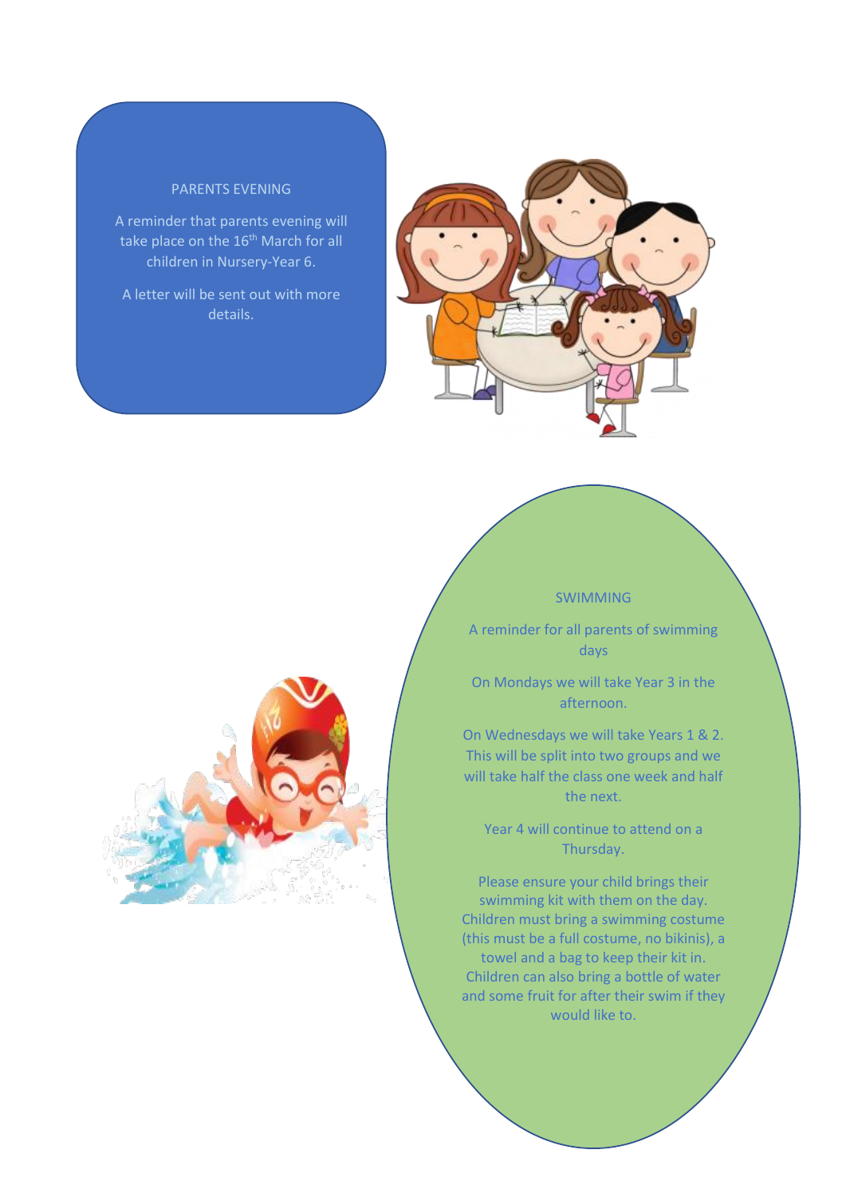## PARENTS EVENING

A reminder that parents evening will take place on the 16th March for all children in Nursery-Year 6.

A letter will be sent out with more details.

## SWIMMING

A reminder for all parents of swimming days

On Mondays we will take Year 3 in the afternoon.

On Wednesdays we will take Years 1 & 2. This will be split into two groups and we will take half the class one week and half the next.

Year 4 will continue to attend on a Thursday.

Please ensure your child brings their swimming kit with them on the day. Children must bring a swimming costume (this must be a full costume, no bikinis), a towel and a bag to keep their kit in. Children can also bring a bottle of water and some fruit for after their swim if they would like to.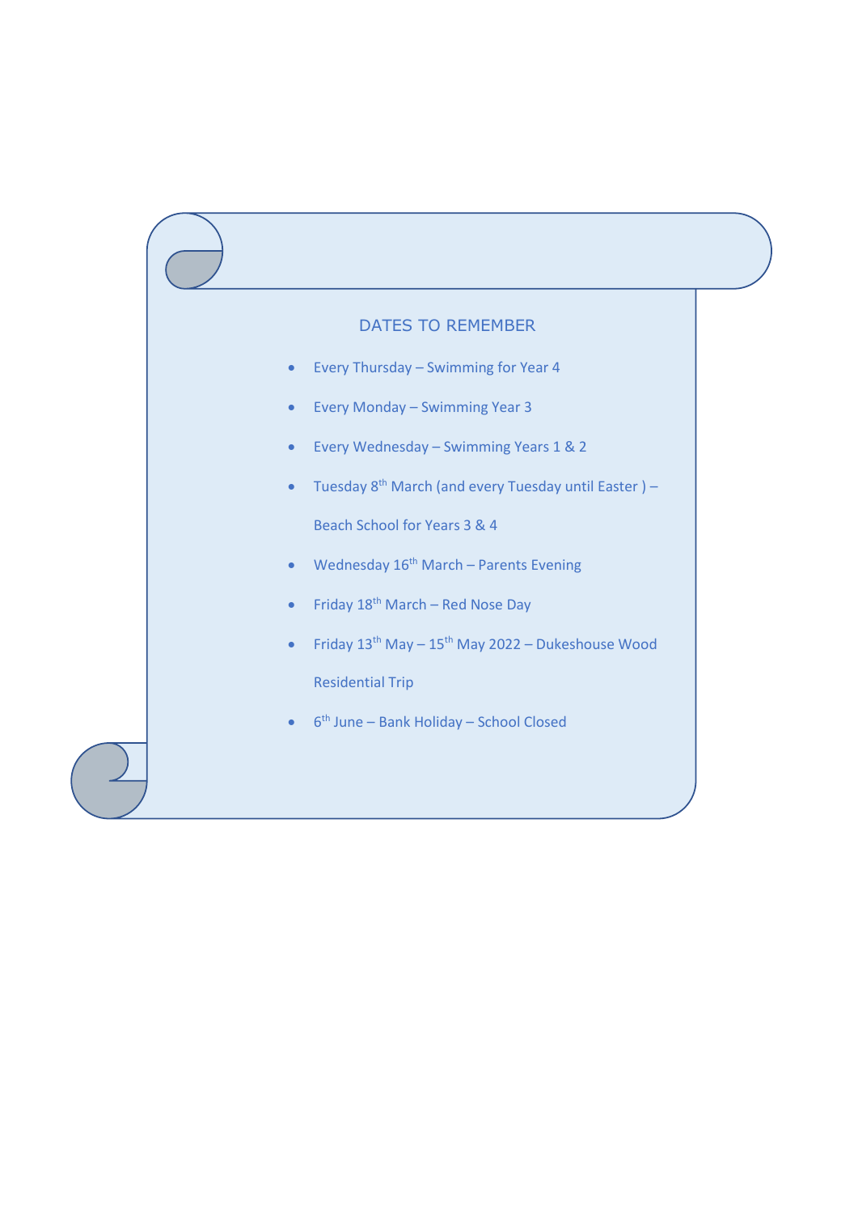## DATES TO REMEMBER

- Every Thursday – Swimming for Year 4
- Every Monday – Swimming Year 3
- Every Wednesday – Swimming Years 1 & 2
- Tuesday 8th March (and every Tuesday until Easter ) – Beach School for Years 3 & 4
- Wednesday 16th March – Parents Evening
- Friday 18th March – Red Nose Day
- Friday 13th May – 15th May 2022 – Dukeshouse Wood Residential Trip
- 6th June – Bank Holiday – School Closed